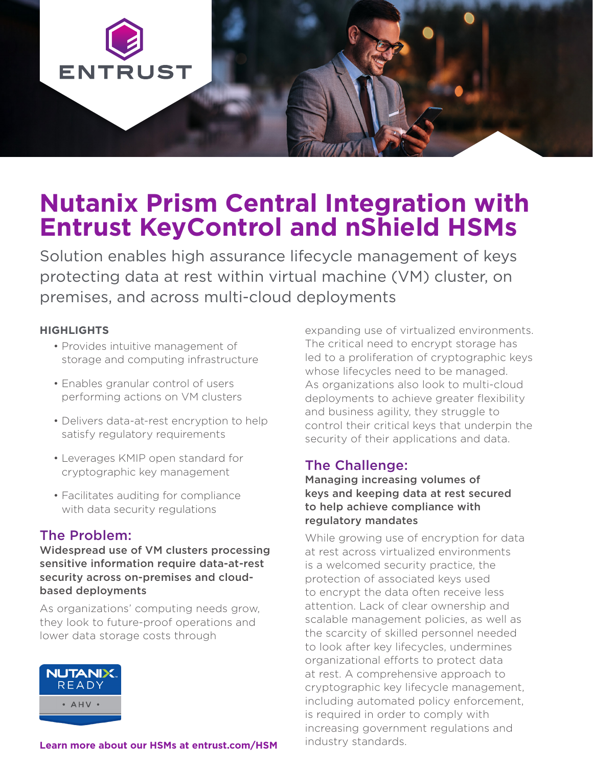# Nutanix Prism Central Integration with Entrust KeyControl and nShield HSMs

Solution enables high assurance lifecycle management of keys protecting data at rest within virtual machine (VM) cluster, on premises, and across multi-cloud deployments

**HIGHLIGHTS**

- Provides intuitive management of storage and computing infrastructure
- Enables granular control of users performing actions on VM clusters
- Delivers data-at-rest encryption to help satisfy regulatory requirements
- Leverages KMIP open standard for cryptographic key management
- Facilitates auditing for compliance with data security regulations

## The Problem:

**Widespread use of VM clusters processing sensitive information require data-at-rest security across on-premises and cloud-based deployments**

As organizations' computing needs grow, they look to future-proof operations and lower data storage costs through expanding use of virtualized environments. The critical need to encrypt storage has led to a proliferation of cryptographic keys whose lifecycles need to be managed. As organizations also look to multi-cloud deployments to achieve greater flexibility and business agility, they struggle to control their critical keys that underpin the security of their applications and data.

## The Challenge:

**Managing increasing volumes of keys and keeping data at rest secured to help achieve compliance with regulatory mandates**

While growing use of encryption for data at rest across virtualized environments is a welcomed security practice, the protection of associated keys used to encrypt the data often receive less attention. Lack of clear ownership and scalable management policies, as well as the scarcity of skilled personnel needed to look after key lifecycles, undermines organizational efforts to protect data at rest. A comprehensive approach to cryptographic key lifecycle management, including automated policy enforcement, is required in order to comply with increasing government regulations and industry standards.

NUTANIX READY • AHV •

**Learn more about our HSMs at entrust.com/HSM**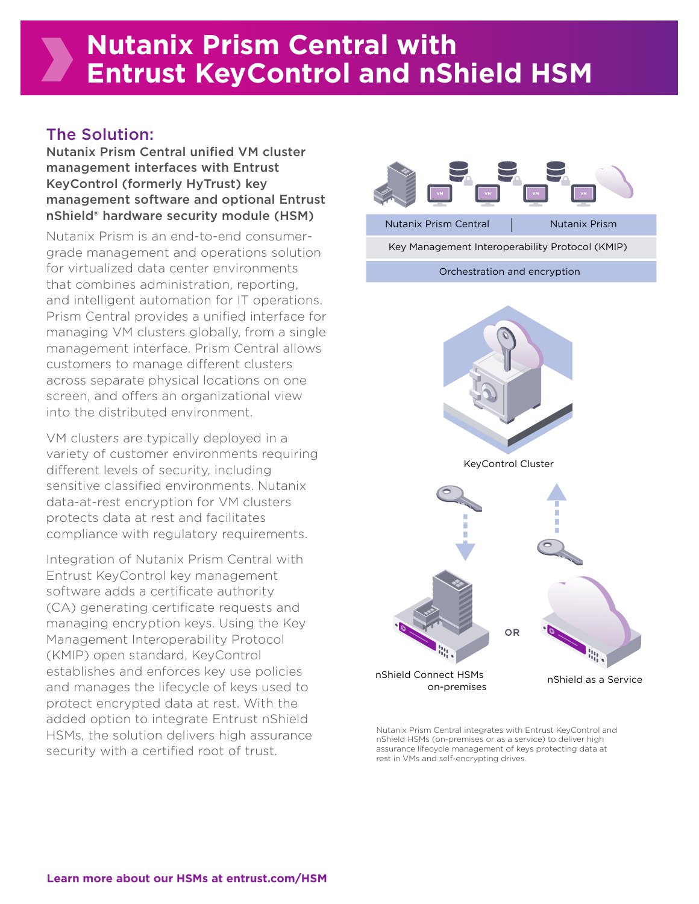# Nutanix Prism Central with Entrust KeyControl and nShield HSM

## The Solution:

**Nutanix Prism Central unified VM cluster management interfaces with Entrust KeyControl (formerly HyTrust) key management software and optional Entrust nShield® hardware security module (HSM)**

Nutanix Prism is an end-to-end consumer-grade management and operations solution for virtualized data center environments that combines administration, reporting, and intelligent automation for IT operations. Prism Central provides a unified interface for managing VM clusters globally, from a single management interface. Prism Central allows customers to manage different clusters across separate physical locations on one screen, and offers an organizational view into the distributed environment.

VM clusters are typically deployed in a variety of customer environments requiring different levels of security, including sensitive classified environments. Nutanix data-at-rest encryption for VM clusters protects data at rest and facilitates compliance with regulatory requirements.

Integration of Nutanix Prism Central with Entrust KeyControl key management software adds a certificate authority (CA) generating certificate requests and managing encryption keys. Using the Key Management Interoperability Protocol (KMIP) open standard, KeyControl establishes and enforces key use policies and manages the lifecycle of keys used to protect encrypted data at rest. With the added option to integrate Entrust nShield HSMs, the solution delivers high assurance security with a certified root of trust.

Nutanix Prism Central | Nutanix Prism

Key Management Interoperability Protocol (KMIP)

Orchestration and encryption

KeyControl Cluster

nShield Connect HSMs on-premises OR nShield as a Service

Nutanix Prism Central integrates with Entrust KeyControl and nShield HSMs (on-premises or as a service) to deliver high assurance lifecycle management of keys protecting data at rest in VMs and self-encrypting drives.

**Learn more about our HSMs at entrust.com/HSM**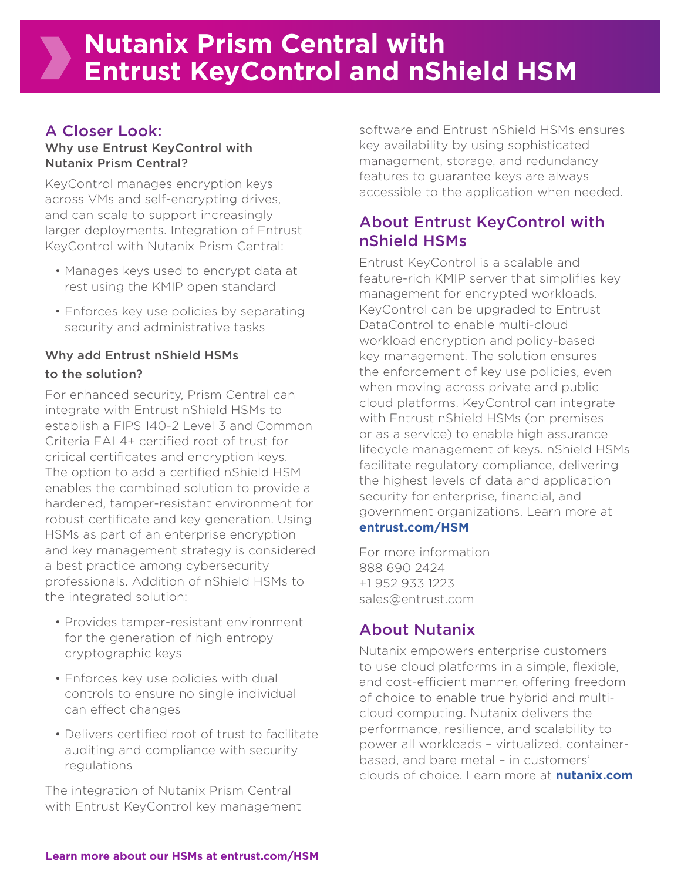# Nutanix Prism Central with Entrust KeyControl and nShield HSM

## A Closer Look:

### Why use Entrust KeyControl with Nutanix Prism Central?

KeyControl manages encryption keys across VMs and self-encrypting drives, and can scale to support increasingly larger deployments. Integration of Entrust KeyControl with Nutanix Prism Central:

- Manages keys used to encrypt data at rest using the KMIP open standard
- Enforces key use policies by separating security and administrative tasks

### Why add Entrust nShield HSMs to the solution?

For enhanced security, Prism Central can integrate with Entrust nShield HSMs to establish a FIPS 140-2 Level 3 and Common Criteria EAL4+ certified root of trust for critical certificates and encryption keys. The option to add a certified nShield HSM enables the combined solution to provide a hardened, tamper-resistant environment for robust certificate and key generation. Using HSMs as part of an enterprise encryption and key management strategy is considered a best practice among cybersecurity professionals. Addition of nShield HSMs to the integrated solution:

- Provides tamper-resistant environment for the generation of high entropy cryptographic keys
- Enforces key use policies with dual controls to ensure no single individual can effect changes
- Delivers certified root of trust to facilitate auditing and compliance with security regulations

The integration of Nutanix Prism Central with Entrust KeyControl key management software and Entrust nShield HSMs ensures key availability by using sophisticated management, storage, and redundancy features to guarantee keys are always accessible to the application when needed.

## About Entrust KeyControl with nShield HSMs

Entrust KeyControl is a scalable and feature-rich KMIP server that simplifies key management for encrypted workloads. KeyControl can be upgraded to Entrust DataControl to enable multi-cloud workload encryption and policy-based key management. The solution ensures the enforcement of key use policies, even when moving across private and public cloud platforms. KeyControl can integrate with Entrust nShield HSMs (on premises or as a service) to enable high assurance lifecycle management of keys. nShield HSMs facilitate regulatory compliance, delivering the highest levels of data and application security for enterprise, financial, and government organizations. Learn more at **entrust.com/HSM**

For more information
888 690 2424
+1 952 933 1223
sales@entrust.com

## About Nutanix

Nutanix empowers enterprise customers to use cloud platforms in a simple, flexible, and cost-efficient manner, offering freedom of choice to enable true hybrid and multi-cloud computing. Nutanix delivers the performance, resilience, and scalability to power all workloads – virtualized, container-based, and bare metal – in customers' clouds of choice. Learn more at **nutanix.com**

**Learn more about our HSMs at entrust.com/HSM**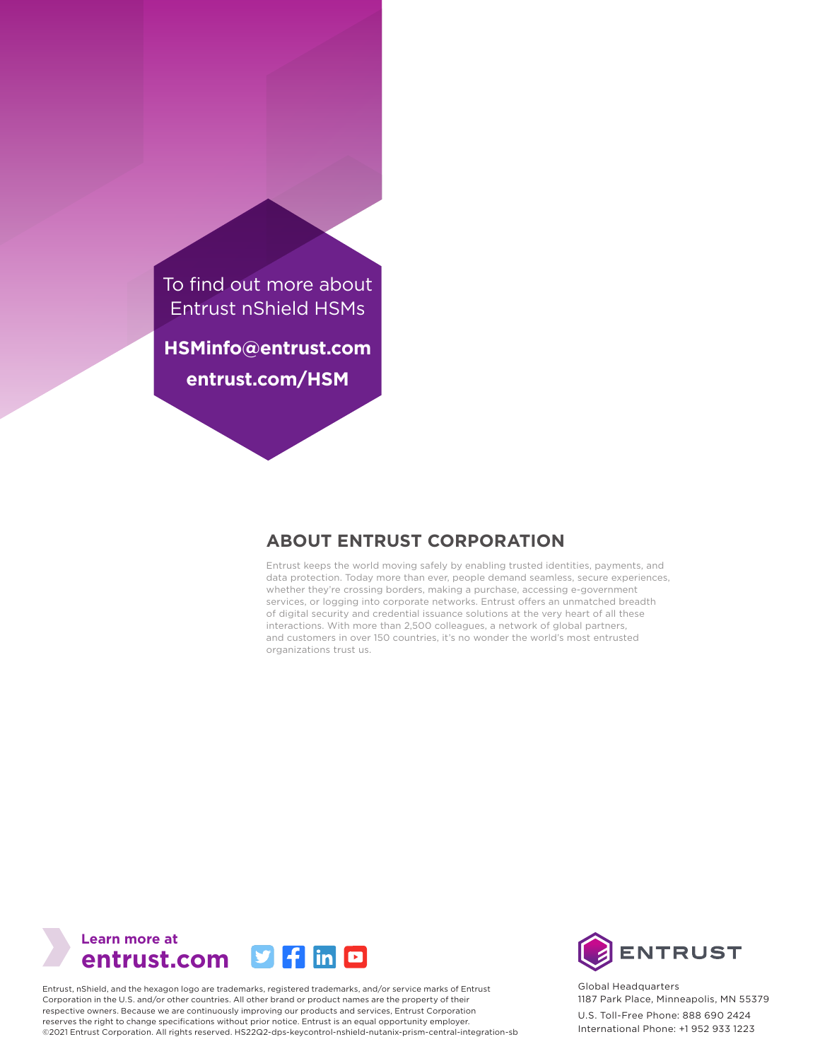To find out more about Entrust nShield HSMs

**HSMinfo@entrust.com**

**entrust.com/HSM**

## ABOUT ENTRUST CORPORATION

Entrust keeps the world moving safely by enabling trusted identities, payments, and data protection. Today more than ever, people demand seamless, secure experiences, whether they're crossing borders, making a purchase, accessing e-government services, or logging into corporate networks. Entrust offers an unmatched breadth of digital security and credential issuance solutions at the very heart of all these interactions. With more than 2,500 colleagues, a network of global partners, and customers in over 150 countries, it's no wonder the world's most entrusted organizations trust us.

**Learn more at**
**entrust.com**

Entrust, nShield, and the hexagon logo are trademarks, registered trademarks, and/or service marks of Entrust Corporation in the U.S. and/or other countries. All other brand or product names are the property of their respective owners. Because we are continuously improving our products and services, Entrust Corporation reserves the right to change specifications without prior notice. Entrust is an equal opportunity employer. ©2021 Entrust Corporation. All rights reserved. HS22Q2-dps-keycontrol-nshield-nutanix-prism-central-integration-sb

ENTRUST

Global Headquarters
1187 Park Place, Minneapolis, MN 55379

U.S. Toll-Free Phone: 888 690 2424
International Phone: +1 952 933 1223